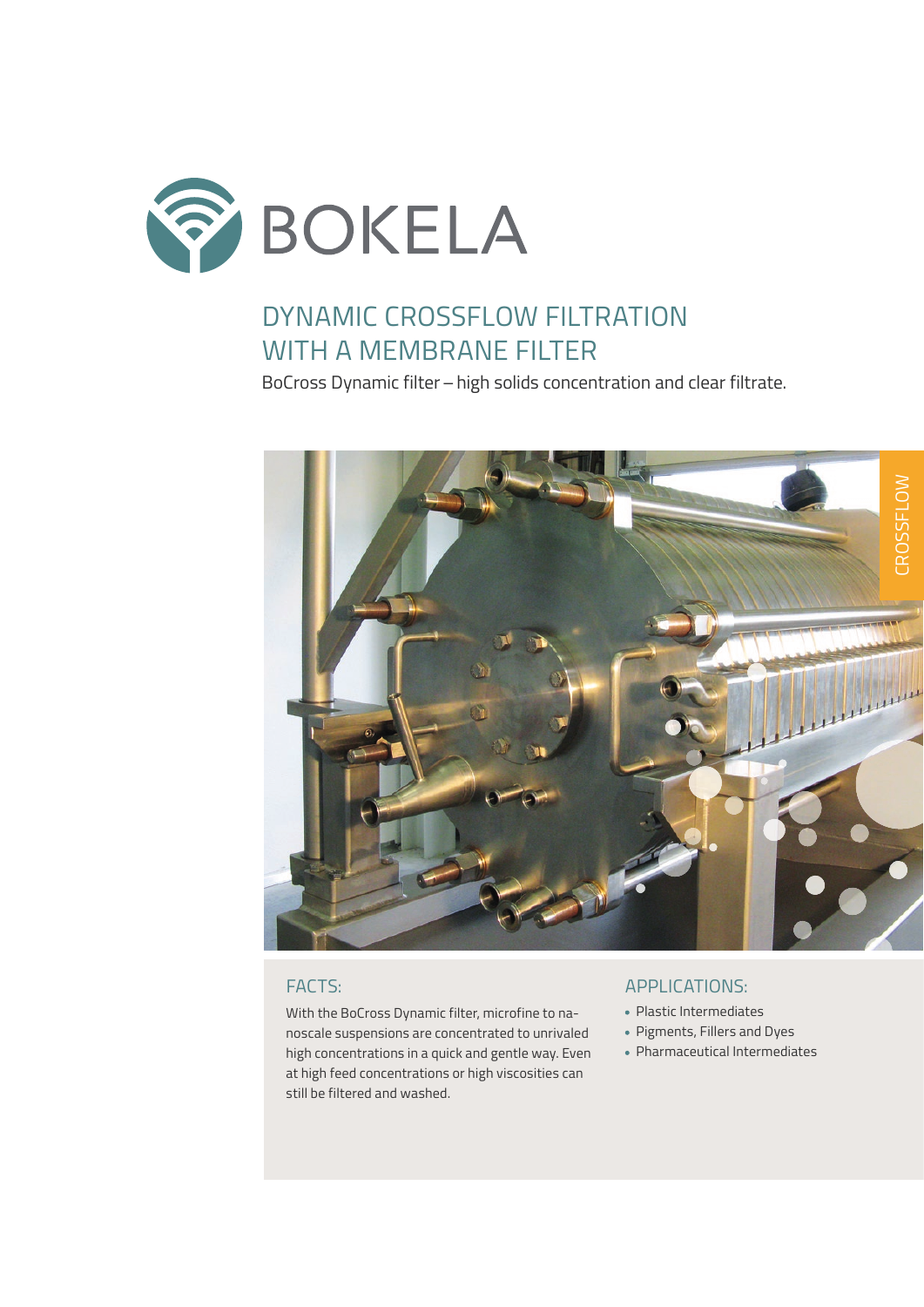BOKELA

# DYNAMIC CROSSFLOW FILTRATION WITH A MEMBRANE FILTER

BoCross Dynamic filter – high solids concentration and clear filtrate.

CROSSFLOW

## FACTS:

With the BoCross Dynamic filter, microfine to nanoscale suspensions are concentrated to unrivaled high concentrations in a quick and gentle way. Even at high feed concentrations or high viscosities can still be filtered and washed.

## APPLICATIONS:

- Plastic Intermediates
- Pigments, Fillers and Dyes
- Pharmaceutical Intermediates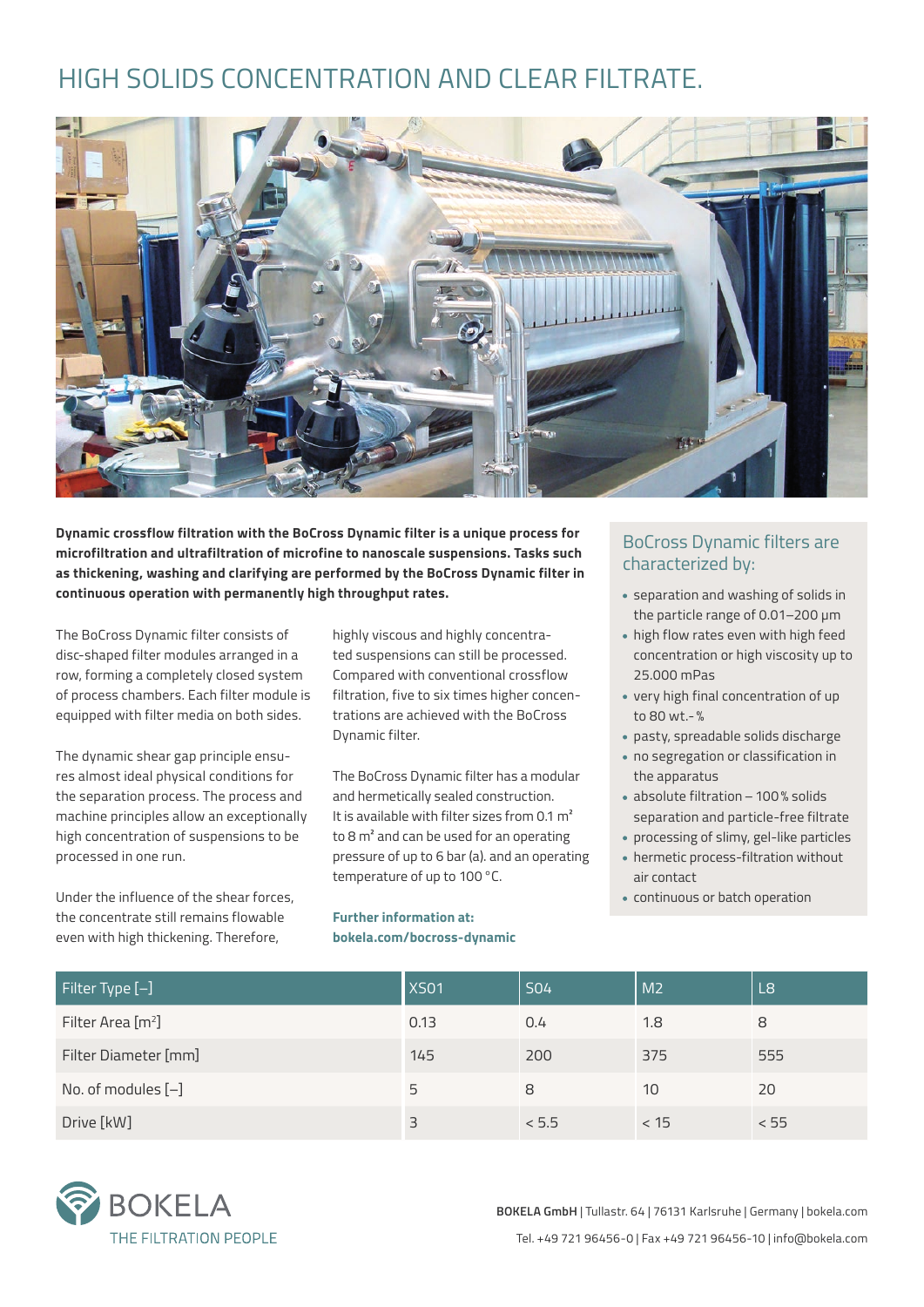# HIGH SOLIDS CONCENTRATION AND CLEAR FILTRATE.

**Dynamic crossflow filtration with the BoCross Dynamic filter is a unique process for microfiltration and ultrafiltration of microfine to nanoscale suspensions. Tasks such as thickening, washing and clarifying are performed by the BoCross Dynamic filter in continuous operation with permanently high throughput rates.**

The BoCross Dynamic filter consists of disc-shaped filter modules arranged in a row, forming a completely closed system of process chambers. Each filter module is equipped with filter media on both sides.

The dynamic shear gap principle ensures almost ideal physical conditions for the separation process. The process and machine principles allow an exceptionally high concentration of suspensions to be processed in one run.

Under the influence of the shear forces, the concentrate still remains flowable even with high thickening. Therefore, highly viscous and highly concentrated suspensions can still be processed. Compared with conventional crossflow filtration, five to six times higher concentrations are achieved with the BoCross Dynamic filter.

The BoCross Dynamic filter has a modular and hermetically sealed construction. It is available with filter sizes from 0.1 m² to 8 m² and can be used for an operating pressure of up to 6 bar (a). and an operating temperature of up to 100 °C.

**Further information at:**
**bokela.com/bocross-dynamic**

## BoCross Dynamic filters are characterized by:

- separation and washing of solids in the particle range of 0.01–200 µm
- high flow rates even with high feed concentration or high viscosity up to 25.000 mPas
- very high final concentration of up to 80 wt.-%
- pasty, spreadable solids discharge
- no segregation or classification in the apparatus
- absolute filtration – 100 % solids separation and particle-free filtrate
- processing of slimy, gel-like particles
- hermetic process-filtration without air contact
- continuous or batch operation

| Filter Type [–] | XS01 | S04 | M2 | L8 |
|---|---|---|---|---|
| Filter Area [m²] | 0.13 | 0.4 | 1.8 | 8 |
| Filter Diameter [mm] | 145 | 200 | 375 | 555 |
| No. of modules [–] | 5 | 8 | 10 | 20 |
| Drive [kW] | 3 | < 5.5 | < 15 | < 55 |

BOKELA
THE FILTRATION PEOPLE

**BOKELA GmbH** | Tullastr. 64 | 76131 Karlsruhe | Germany | bokela.com

Tel. +49 721 96456-0 | Fax +49 721 96456-10 | info@bokela.com